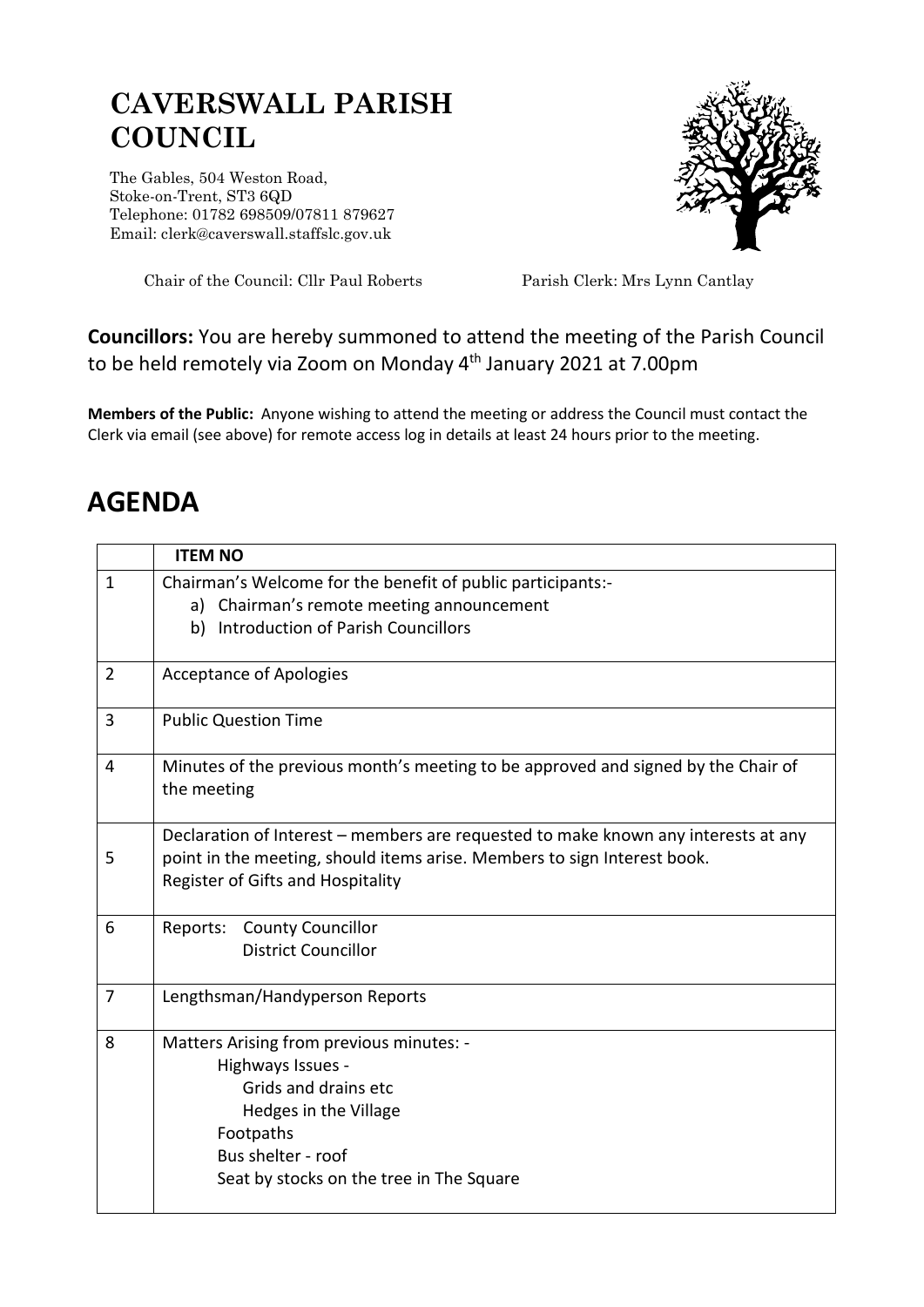# CAVERSWALL PARISH COUNCIL

The Gables, 504 Weston Road,
Stoke-on-Trent, ST3 6QD
Telephone: 01782 698509/07811 879627
Email: clerk@caverswall.staffslc.gov.uk

Chair of the Council: Cllr Paul Roberts Parish Clerk: Mrs Lynn Cantlay

**Councillors:** You are hereby summoned to attend the meeting of the Parish Council to be held remotely via Zoom on Monday 4th January 2021 at 7.00pm

**Members of the Public:** Anyone wishing to attend the meeting or address the Council must contact the Clerk via email (see above) for remote access log in details at least 24 hours prior to the meeting.

## AGENDA

| | **ITEM NO** |
|---|---|
| 1 | Chairman's Welcome for the benefit of public participants:-<br>a) Chairman's remote meeting announcement<br>b) Introduction of Parish Councillors |
| 2 | Acceptance of Apologies |
| 3 | Public Question Time |
| 4 | Minutes of the previous month's meeting to be approved and signed by the Chair of the meeting |
| 5 | Declaration of Interest – members are requested to make known any interests at any point in the meeting, should items arise. Members to sign Interest book.<br>Register of Gifts and Hospitality |
| 6 | Reports: County Councillor<br>District Councillor |
| 7 | Lengthsman/Handyperson Reports |
| 8 | Matters Arising from previous minutes: -<br>Highways Issues -<br>Grids and drains etc<br>Hedges in the Village<br>Footpaths<br>Bus shelter - roof<br>Seat by stocks on the tree in The Square |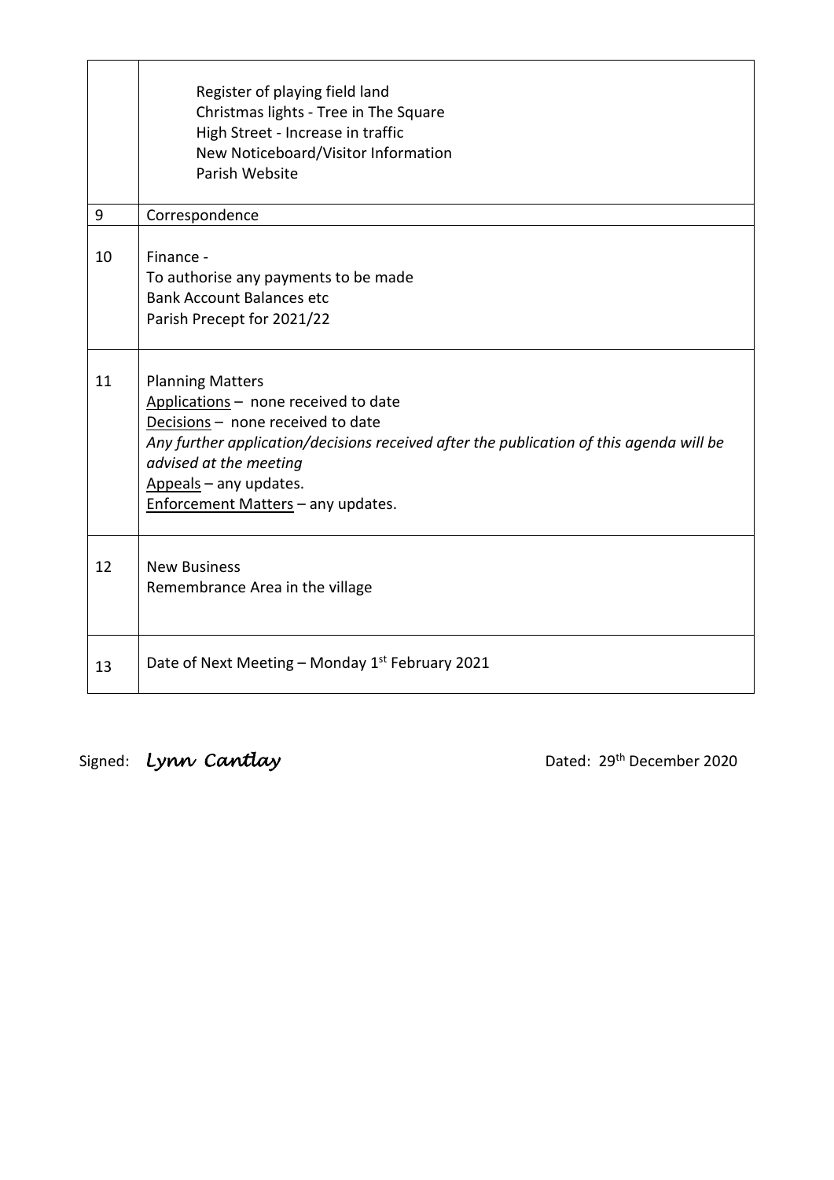| | |
|---|---|
| | Register of playing field land<br>Christmas lights - Tree in The Square<br>High Street - Increase in traffic<br>New Noticeboard/Visitor Information<br>Parish Website |
| 9 | Correspondence |
| 10 | Finance -<br>To authorise any payments to be made<br>Bank Account Balances etc<br>Parish Precept for 2021/22 |
| 11 | Planning Matters<br><u>Applications</u> – none received to date<br><u>Decisions</u> – none received to date<br>*Any further application/decisions received after the publication of this agenda will be advised at the meeting*<br><u>Appeals</u> – any updates.<br><u>Enforcement Matters</u> – any updates. |
| 12 | New Business<br>Remembrance Area in the village |
| 13 | Date of Next Meeting – Monday 1st February 2021 |

Signed: ***Lynn Cantlay*** Dated: 29th December 2020